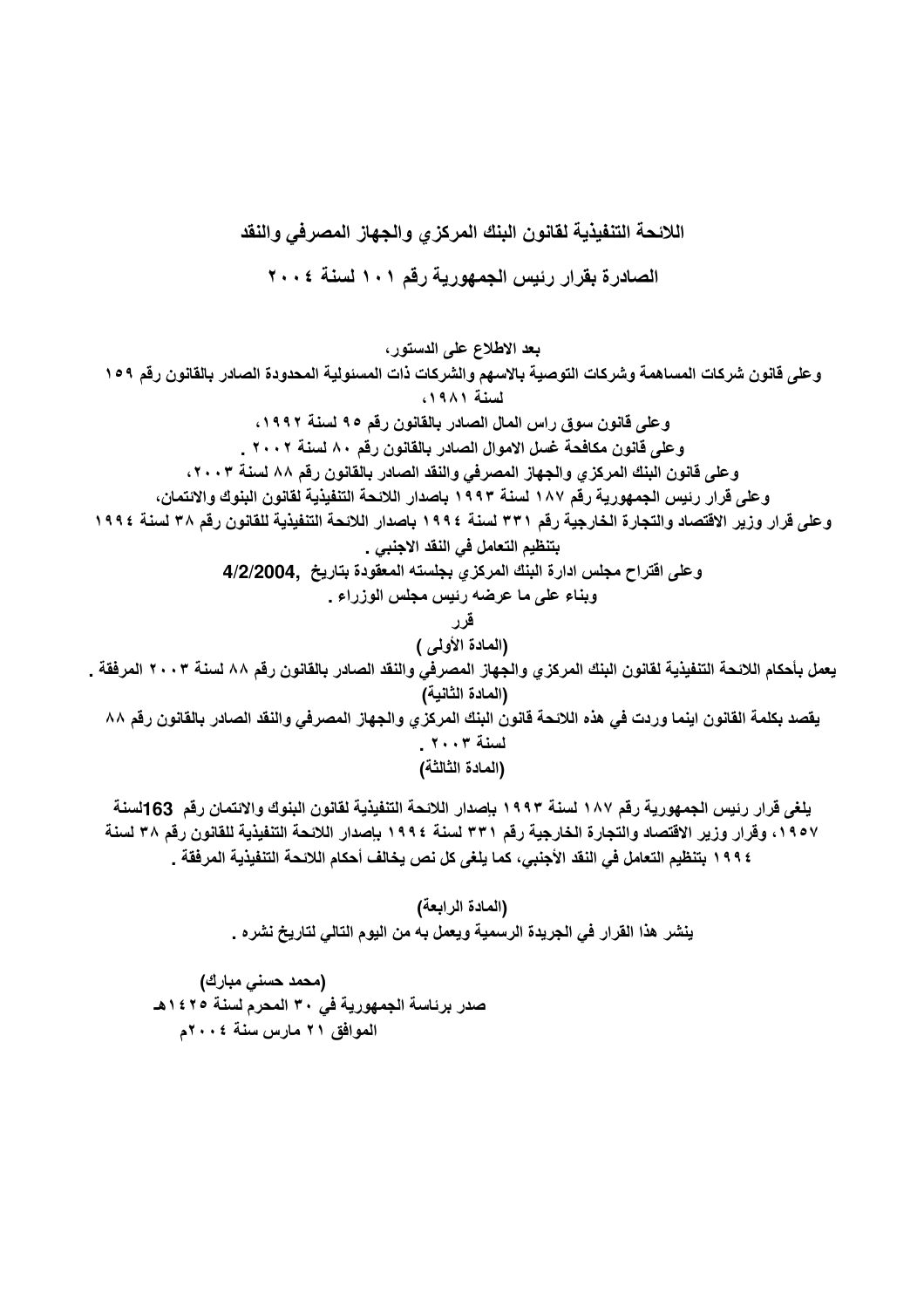# اللائحة التنفيذية لقانون البنك المركزي والجهاز المصرفي والنقد

## الصادرة بقرار رئيس الجمهورية رقم ١٠١ لسنة ٢٠٠٤

**بعد الاطلاع على الدستور،**

**وعلى قانون شركات المساهمة وشركات التوصية بالاسهم والشركات ذات المسئولية المحدودة الصادر بالقانون رقم ١٥٩ لسنة ١٩٨١،**

**وعلى قانون سوق راس المال الصادر بالقانون رقم ٩٥ لسنة ١٩٩٢،**

**وعلى قانون مكافحة غسل الاموال الصادر بالقانون رقم ٨٠ لسنة ٢٠٠٢ .**

**وعلى قانون البنك المركزي والجهاز المصرفي والنقد الصادر بالقانون رقم ٨٨ لسنة ٢٠٠٣،**

**وعلى قرار رئيس الجمهورية رقم ١٨٧ لسنة ١٩٩٣ باصدار اللائحة التنفيذية لقانون البنوك والائتمان،**

**وعلى قرار وزير الاقتصاد والتجارة الخارجية رقم ٣٣١ لسنة ١٩٩٤ باصدار اللائحة التنفيذية للقانون رقم ٣٨ لسنة ١٩٩٤ بتنظيم التعامل في النقد الاجنبي .**

**وعلى اقتراح مجلس ادارة البنك المركزي بجلسته المعقودة بتاريخ 4/2/2004,**

**وبناء على ما عرضه رئيس مجلس الوزراء .**

**قرر**

**(المادة الأولى )**

**يعمل بأحكام اللائحة التنفيذية لقانون البنك المركزي والجهاز المصرفي والنقد الصادر بالقانون رقم ٨٨ لسنة ٢٠٠٣ المرفقة .**

**(المادة الثانية)**

**يقصد بكلمة القانون اينما وردت في هذه اللائحة قانون البنك المركزي والجهاز المصرفي والنقد الصادر بالقانون رقم ٨٨ لسنة ٢٠٠٣ .**

**(المادة الثالثة)**

**يلغى قرار رئيس الجمهورية رقم ١٨٧ لسنة ١٩٩٣ باصدار اللائحة التنفيذية لقانون البنوك والائتمان رقم 163لسنة ١٩٥٧، وقرار وزير الاقتصاد والتجارة الخارجية رقم ٣٣١ لسنة ١٩٩٤ باصدار اللائحة التنفيذية للقانون رقم ٣٨ لسنة ١٩٩٤ بتنظيم التعامل في النقد الأجنبي، كما يلغى كل نص يخالف أحكام اللائحة التنفيذية المرفقة .**

**(المادة الرابعة)**

**ينشر هذا القرار في الجريدة الرسمية ويعمل به من اليوم التالي لتاريخ نشره .**

**(محمد حسني مبارك)**

**صدر برئاسة الجمهورية في ٣٠ المحرم لسنة ١٤٢٥هـ**

**الموافق ٢١ مارس سنة ٢٠٠٤م**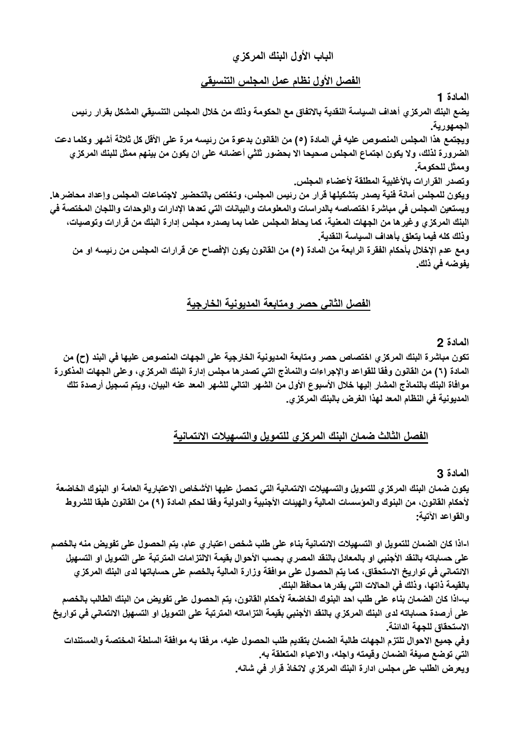## الباب الأول البنك المركزي

### الفصل الأول نظام عمل المجلس التنسيقي

**المادة 1**

**يضع البنك المركزي أهداف السياسة النقدية بالاتفاق مع الحكومة وذلك من خلال المجلس التنسيقي المشكل بقرار رئيس الجمهورية.**

**ويجتمع هذا المجلس المنصوص عليه في المادة (٥) من القانون بدعوة من رئيسه مرة على الأقل كل ثلاثة أشهر وكلما دعت الضرورة لذلك، ولا يكون اجتماع المجلس صحيحا الا بحضور ثلثي أعضائه على ان يكون من بينهم ممثل للبنك المركزي وممثل للحكومة.**

**وتصدر القرارات بالأغلبية المطلقة لأعضاء المجلس.**

**ويكون للمجلس أمانة فنية يصدر بتشكيلها قرار من رئيس المجلس، وتختص بالتحضير لاجتماعات المجلس وإعداد محاضرها.**

**ويستعين المجلس في مباشرة اختصاصه بالدراسات والمعلومات والبيانات التي تعدها الإدارات والوحدات واللجان المختصة في البنك المركزي وغيرها من الجهات المعنية، كما يحاط المجلس علما بما يصدره مجلس إدارة البنك من قرارات وتوصيات، وذلك كله فيما يتعلق بأهداف السياسة النقدية.**

**ومع عدم الإخلال بأحكام الفقرة الرابعة من المادة (٥) من القانون يكون الإفصاح عن قرارات المجلس من رئيسه او من يفوضه في ذلك.**

### الفصل الثانى حصر ومتابعة المديونية الخارجية

**المادة 2**

**تكون مباشرة البنك المركزي اختصاص حصر ومتابعة المديونية الخارجية على الجهات المنصوص عليها في البند (ح) من المادة (٦) من القانون وفقا للقواعد والإجراءات والنماذج التي تصدرها مجلس إدارة البنك المركزي، وعلى الجهات المذكورة موافاة البنك بالنماذج المشار إليها خلال الأسبوع الأول من الشهر التالي للشهر المعد عنه البيان، ويتم تسجيل أرصدة تلك المديونية في النظام المعد لهذا الغرض بالبنك المركزي.**

### الفصل الثالث ضمان البنك المركزي للتمويل والتسهيلات الائتمانية

**المادة 3**

**يكون ضمان البنك المركزي للتمويل والتسهيلات الائتمانية التي تحصل عليها الأشخاص الاعتبارية العامة او البنوك الخاضعة لأحكام القانون، من البنوك والمؤسسات المالية والهيئات الأجنبية والدولية وفقا لحكم المادة (٩) من القانون طبقا للشروط والقواعد الآتية:**

**ا-اذا كان الضمان للتمويل او التسهيلات الائتمانية بناء على طلب شخص اعتباري عام، يتم الحصول على تفويض منه بالخصم على حساباته بالنقد الأجنبي او بالمعادل بالنقد المصري بحسب الأحوال بقيمة الالتزامات المترتبة على التمويل او التسهيل الائتماني في تواريخ الاستحقاق، كما يتم الحصول على موافقة وزارة المالية بالخصم على حساباتها لدى البنك المركزي بالقيمة ذاتها، وذلك في الحالات التي يقدرها محافظ البنك.**

**ب-اذا كان الضمان بناء على طلب احد البنوك الخاضعة لأحكام القانون، يتم الحصول على تفويض من البنك الطالب بالخصم على أرصدة حساباته لدى البنك المركزي بالنقد الأجنبي بقيمة التزاماته المترتبة على التمويل او التسهيل الائتماني في تواريخ الاستحقاق للجهة الدائنة.**

**وفي جميع الاحوال تلتزم الجهات طالبة الضمان بتقديم طلب الحصول عليه، مرفقا به موافقة السلطة المختصة والمستندات التي توضع صيغة الضمان وقيمته واجله، والاعباء المتعلقة به.**

**ويعرض الطلب على مجلس ادارة البنك المركزي لاتخاذ قرار في شانه.**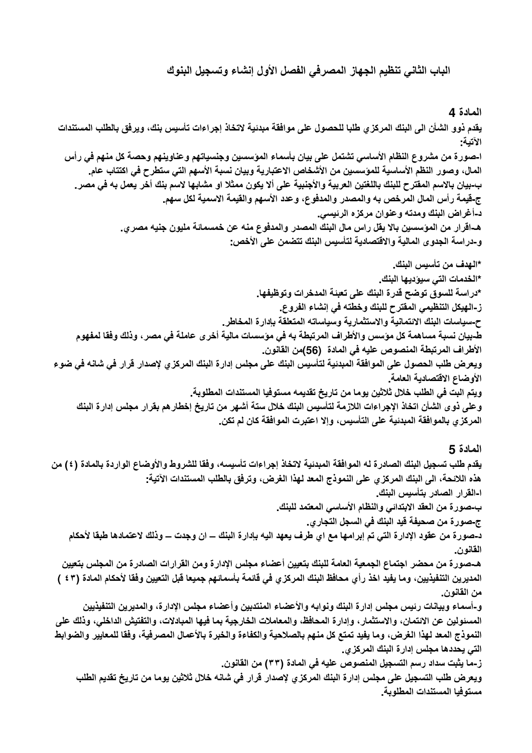## الباب الثاني تنظيم الجهاز المصرفي الفصل الأول إنشاء وتسجيل البنوك

### المادة 4

يقدم ذوو الشأن الى البنك المركزي طلبا للحصول على موافقة مبدئية لاتخاذ إجراءات تأسيس بنك، ويرفق بالطلب المستندات الآتية:

ا-صورة من مشروع النظام الأساسي تشتمل على بيان بأسماء المؤسسين وجنسياتهم وعناوينهم وحصة كل منهم في رأس المال، وصور النظم الأساسية للمؤسسين من الأشخاص الاعتبارية وبيان نسبة الأسهم التي ستطرح في اكتتاب عام.

ب-بيان بالاسم المقترح للبنك باللغتين العربية والأجنبية على ألا يكون ممثلا او مشابها لاسم بنك أخر يعمل به في مصر.

ج-قيمة رأس المال المرخص به والمصدر والمدفوع، وعدد الأسهم والقيمة الاسمية لكل سهم.

د-أغراض البنك ومدته وعنوان مركزه الرئيسي.

هـ-اقرار من المؤسسين بالا يقل راس مال البنك المصدر والمدفوع منه عن خمسمائة مليون جنيه مصري.

و-دراسة الجدوى المالية والاقتصادية لتأسيس البنك تتضمن على الأخص:

*الهدف من تأسيس البنك.

*الخدمات التي سيؤديها البنك.

*دراسة للسوق توضح قدرة البنك على تعبئة المدخرات وتوظيفها.

ز-الهيكل التنظيمي المقترح للبنك وخطته في إنشاء الفروع.

ح-سياسات البنك الائتمانية والاستثمارية وسياساته المتعلقة بإدارة المخاطر.

ط-بيان نسبة مساهمة كل مؤسس والأطراف المرتبطة به في مؤسسات مالية أخرى عاملة في مصر، وذلك وفقا لمفهوم الأطراف المرتبطة المنصوص عليه في المادة (56)من القانون.

ويعرض طلب الحصول على الموافقة المبدئية لتأسيس البنك على مجلس إدارة البنك المركزي لإصدار قرار في شانه في ضوء الأوضاع الاقتصادية العامة.

ويتم البت في الطلب خلال ثلاثين يوما من تاريخ تقديمه مستوفيا المستندات المطلوبة.

وعلى ذوى الشأن اتخاذ الإجراءات اللازمة لتأسيس البنك خلال ستة أشهر من تاريخ إخطارهم بقرار مجلس إدارة البنك المركزي بالموافقة المبدئية على التأسيس، وإلا اعتبرت الموافقة كان لم تكن.

### المادة 5

يقدم طلب تسجيل البنك الصادرة له الموافقة المبدئية لاتخاذ إجراءات تأسيسه، وفقا للشروط والأوضاع الواردة بالمادة (٤) من هذه اللائحة، الى البنك المركزي على النموذج المعد لهذا الغرض، وترفق بالطلب المستندات الآتية:

ا-القرار الصادر بتأسيس البنك.

ب-صورة من العقد الابتدائي والنظام الأساسي المعتمد للبنك.

ج-صورة من صحيفة قيد البنك في السجل التجاري.

د-صورة من عقود الإدارة التي تم إبرامها مع اي طرف يعهد اليه بادارة البنك – ان وجدت – وذلك لاعتمادها طبقا لأحكام القانون.

هـ-صورة من محضر اجتماع الجمعية العامة للبنك بتعيين أعضاء مجلس الإدارة ومن القرارات الصادرة من المجلس بتعيين المديرين التنفيذيين، وما يفيد اخذ رأي محافظ البنك المركزي في قائمة بأسمائهم جميعا قبل التعيين وفقا لأحكام المادة (٤٣ ) من القانون.

و-أسماء وبيانات رئيس مجلس إدارة البنك ونوابه والأعضاء المنتدبين وأعضاء مجلس الإدارة، والمديرين التنفيذيين المسئولين عن الائتمان، والاستثمار، وإدارة المحافظ، والمعاملات الخارجية بما فيها المبادلات، والتفتيش الداخلي، وذلك على النموذج المعد لهذا الغرض، وما يفيد تمتع كل منهم بالصلاحية والكفاءة والخبرة بالأعمال المصرفية، وفقا للمعايير والضوابط التي يحددها مجلس إدارة البنك المركزي.

ز-ما يثبت سداد رسم التسجيل المنصوص عليه في المادة (٣٣) من القانون.

ويعرض طلب التسجيل على مجلس إدارة البنك المركزي لإصدار قرار في شانه خلال ثلاثين يوما من تاريخ تقديم الطلب مستوفيا المستندات المطلوبة.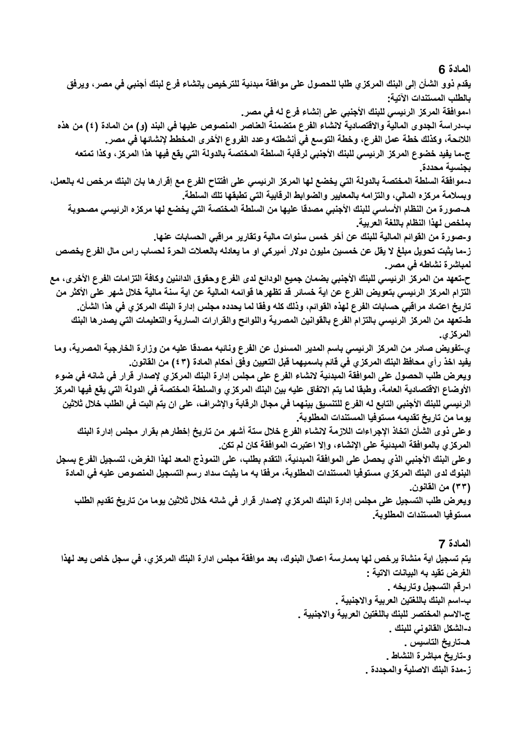## المادة 6

يقدم ذوو الشأن إلى البنك المركزي طلبا للحصول على موافقة مبدئية للترخيص بانشاء فرع لبنك أجنبي في مصر، ويرفق بالطلب المستندات الآتية:

ا-موافقة المركز الرئيسي للبنك الأجنبي على إنشاء فرع له في مصر.

ب-دراسة الجدوى المالية والاقتصادية لانشاء الفرع متضمنة العناصر المنصوص عليها في البند (و) من المادة (٤) من هذه اللائحة، وكذلك خطة عمل الفرع، وخطة التوسع في أنشطته وعدد الفروع الأخرى المخطط لإنشائها في مصر.

ج-ما يفيد خضوع المركز الرئيسي للبنك الأجنبي لرقابة السلطة المختصة بالدولة التي يقع فيها هذا المركز، وكذا تمتعه بجنسية محددة.

د-موافقة السلطة المختصة بالدولة التي يخضع لها المركز الرئيسي على افتتاح الفرع مع إقرارها بان البنك مرخص له بالعمل، وبسلامة مركزه المالي، والتزامه بالمعايير والضوابط الرقابية التي تطبقها تلك السلطة.

هـ-صورة من النظام الأساسي للبنك الأجنبي مصدقا عليها من السلطة المختصة التي يخضع لها مركزه الرئيسي مصحوبة بملخص لهذا النظام باللغة العربية.

و-صورة من القوائم المالية للبنك عن أخر خمس سنوات مالية وتقارير مراقبي الحسابات عنها.

ز-ما يثبت تحويل مبلغ لا يقل عن خمسين مليون دولار أميركي او ما يعادله بالعملات الحرة لحساب راس مال الفرع يخصص لمباشرة نشاطه في مصر.

ح-تعهد من المركز الرئيسي للبنك الأجنبي بضمان جميع الودائع لدى الفرع وحقوق الدائنين وكافة التزامات الفرع الأخرى، مع التزام المركز الرئيسي بتعويض الفرع عن اية خسائر قد تظهرها قوائمه المالية عن اية سنة مالية خلال شهر على الأكثر من تاريخ اعتماد مراقبي حسابات الفرع لهذه القوائم، وذلك كله وفقا لما يحدده مجلس إدارة البنك المركزي في هذا الشأن.

ط-تعهد من المركز الرئيسي بالتزام الفرع بالقوانين المصرية واللوائح والقرارات السارية والتعليمات التي يصدرها البنك المركزي.

ي-تفويض صادر من المركز الرئيسي باسم المدير المسئول عن الفرع ونائبه مصدقا عليه من وزارة الخارجية المصرية، وما يفيد اخذ رأي محافظ البنك المركزي في قائم باسميهما قبل التعيين وفق أحكام المادة (٤٣) من القانون.

ويعرض طلب الحصول على الموافقة المبدئية لانشاء الفرع على مجلس إدارة البنك المركزي لإصدار قرار في شانه في ضوء الأوضاع الاقتصادية العامة، وطبقا لما يتم الاتفاق عليه بين البنك المركزي والسلطة المختصة في الدولة التي يقع فيها المركز الرئيسي للبنك الأجنبي التابع له الفرع للتنسيق بينهما في مجال الرقابة والإشراف، على ان يتم البت في الطلب خلال ثلاثين يوما من تاريخ تقديمه مستوفيا المستندات المطلوبة.

وعلى ذوى الشأن اتخاذ الإجراءات اللازمة لانشاء الفرع خلال ستة أشهر من تاريخ إخطارهم بقرار مجلس إدارة البنك المركزي بالموافقة المبدئية على الإنشاء، وإلا اعتبرت الموافقة كان لم تكن.

وعلى البنك الأجنبي الذي يحصل على الموافقة المبدئية، التقدم بطلب، على النموذج المعد لهذا الغرض، لتسجيل الفرع بسجل البنوك لدى البنك المركزي مستوفيا المستندات المطلوبة، مرفقا به ما يثبت سداد رسم التسجيل المنصوص عليه في المادة (٣٣) من القانون.

ويعرض طلب التسجيل على مجلس إدارة البنك المركزي لإصدار قرار في شانه خلال ثلاثين يوما من تاريخ تقديم الطلب مستوفيا المستندات المطلوبة.

## المادة 7

يتم تسجيل اية منشاة يرخص لها بممارسة اعمال البنوك، بعد موافقة مجلس ادارة البنك المركزي، في سجل خاص يعد لهذا الغرض تقيد به البيانات الاتية :

ا-رقم التسجيل وتاريخه .

ب-اسم البنك باللغتين العربية والاجنبية .

ج-الاسم المختصر للبنك باللغتين العربية والاجنبية .

د-الشكل القانوني للبنك .

هـ-تاريخ التاسيس .

و-تاريخ مباشرة النشاط .

ز-مدة البنك الاصلية والمجددة .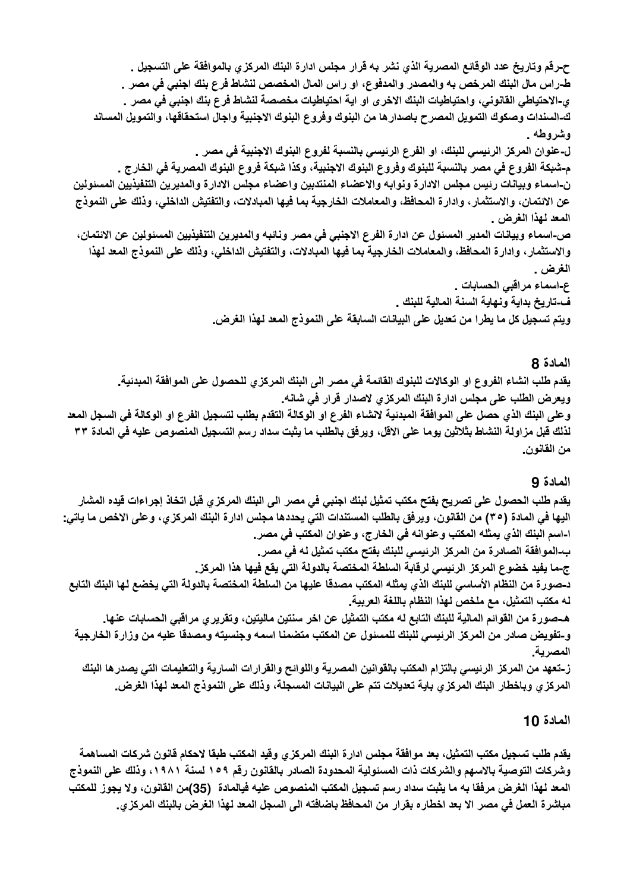ح-رقم وتاريخ عدد الوقائع المصرية الذي نشر به قرار مجلس ادارة البنك المركزي بالموافقة على التسجيل .

ط-راس مال البنك المرخص به والمصدر والمدفوع، او راس المال المخصص لنشاط فرع بنك اجنبي في مصر .

ي-الاحتياطي القانوني، واحتياطيات البنك الاخرى او اية احتياطيات مخصصة لنشاط فرع بنك اجنبي في مصر .

ك-السندات وصكوك التمويل المصرح باصدارها من البنوك وفروع البنوك الاجنبية واجال استحقاقها، والتمويل المساند وشروطه .

ل-عنوان المركز الرئيسي للبنك، او الفرع الرئيسي بالنسبة لفروع البنوك الاجنبية في مصر .

م-شبكة الفروع في مصر بالنسبة للبنوك وفروع البنوك الاجنبية، وكذا شبكة فروع البنوك المصرية في الخارج .

ن-اسماء وبيانات رئيس مجلس الادارة ونوابه والاعضاء المنتدبين واعضاء مجلس الادارة والمديرين التنفيذيين المسئولين عن الائتمان، والاستثمار، وادارة المحافظ، والمعاملات الخارجية بما فيها المبادلات، والتفتيش الداخلي، وذلك على النموذج المعد لهذا الغرض .

ص-اسماء وبيانات المدير المسئول عن ادارة الفرع الاجنبي في مصر ونائبه والمديرين التنفيذيين المسئولين عن الائتمان، والاستثمار، وادارة المحافظ، والمعاملات الخارجية بما فيها المبادلات، والتفتيش الداخلي، وذلك على النموذج المعد لهذا الغرض .

ع-اسماء مراقبي الحسابات .

ف-تاريخ بداية ونهاية السنة المالية للبنك .

ويتم تسجيل كل ما يطرا من تعديل على البيانات السابقة على النموذج المعد لهذا الغرض.

## المادة 8

يقدم طلب انشاء الفروع او الوكالات للبنوك القائمة في مصر الى البنك المركزي للحصول على الموافقة المبدئية.

ويعرض الطلب على مجلس ادارة البنك المركزي لاصدار قرار في شانه.

وعلى البنك الذي حصل على الموافقة المبدئية لانشاء الفرع او الوكالة التقدم بطلب لتسجيل الفرع او الوكالة في السجل المعد لذلك قبل مزاولة النشاط بثلاثين يوما على الاقل، ويرفق بالطلب ما يثبت سداد رسم التسجيل المنصوص عليه في المادة ٣٣ من القانون.

## المادة 9

يقدم طلب الحصول على تصريح بفتح مكتب تمثيل لبنك اجنبي في مصر الى البنك المركزي قبل اتخاذ إجراءات قيده المشار اليها في المادة (٣٥) من القانون، ويرفق بالطلب المستندات التي يحددها مجلس ادارة البنك المركزي، وعلى الاخص ما ياتي:

ا-اسم البنك الذي يمثله المكتب وعنوانه في الخارج، وعنوان المكتب في مصر.

ب-الموافقة الصادرة من المركز الرئيسي للبنك بفتح مكتب تمثيل له في مصر.

ج-ما يفيد خضوع المركز الرئيسي لرقابة السلطة المختصة بالدولة التي يقع فيها هذا المركز.

د-صورة من النظام الأساسي للبنك الذي يمثله المكتب مصدقا عليها من السلطة المختصة بالدولة التي يخضع لها البنك التابع له مكتب التمثيل، مع ملخص لهذا النظام باللغة العربية.

هـ-صورة من القوائم المالية للبنك التابع له مكتب التمثيل عن اخر سنتين ماليتين، وتقريري مراقبي الحسابات عنها.

و-تفويض صادر من المركز الرئيسي للبنك للمسئول عن المكتب متضمنا اسمه وجنسيته ومصدقا عليه من وزارة الخارجية المصرية.

ز-تعهد من المركز الرئيسي بالتزام المكتب بالقوانين المصرية واللوائح والقرارات السارية والتعليمات التي يصدرها البنك المركزي وباخطار البنك المركزي باية تعديلات تتم على البيانات المسجلة، وذلك على النموذج المعد لهذا الغرض.

## المادة 10

يقدم طلب تسجيل مكتب التمثيل، بعد موافقة مجلس ادارة البنك المركزي وقيد المكتب طبقا لاحكام قانون شركات المساهمة وشركات التوصية بالاسهم والشركات ذات المسئولية المحدودة الصادر بالقانون رقم ١٥٩ لسنة ١٩٨١، وذلك على النموذج المعد لهذا الغرض مرفقا به ما يثبت سداد رسم تسجيل المكتب المنصوص عليه فيالمادة (35)من القانون، ولا يجوز للمكتب مباشرة العمل في مصر الا بعد اخطاره بقرار من المحافظ باضافته الى السجل المعد لهذا الغرض بالبنك المركزي.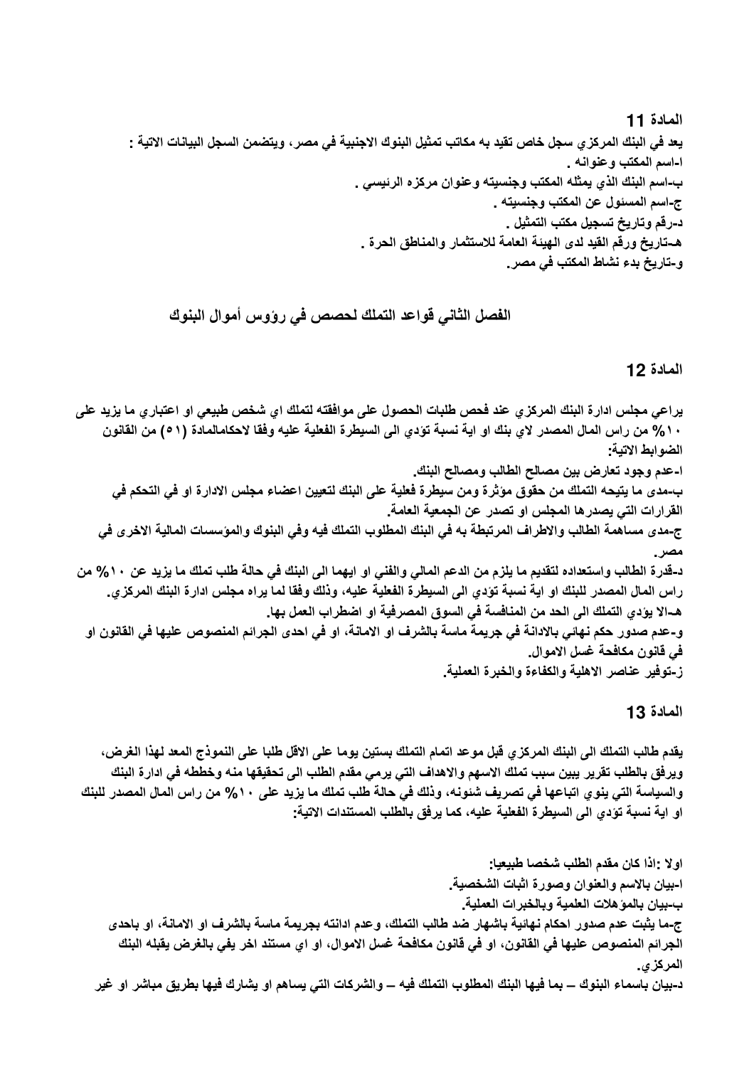## المادة 11

يعد في البنك المركزي سجل خاص تقيد به مكاتب تمثيل البنوك الاجنبية في مصر، ويتضمن السجل البيانات الاتية :

ا-اسم المكتب وعنوانه .

ب-اسم البنك الذي يمثله المكتب وجنسيته وعنوان مركزه الرئيسي .

ج-اسم المسئول عن المكتب وجنسيته .

د-رقم وتاريخ تسجيل مكتب التمثيل .

هـ-تاريخ ورقم القيد لدى الهيئة العامة للاستثمار والمناطق الحرة .

و-تاريخ بدء نشاط المكتب في مصر.

# الفصل الثاني قواعد التملك لحصص في رؤوس أموال البنوك

## المادة 12

يراعي مجلس ادارة البنك المركزي عند فحص طلبات الحصول على موافقته لتملك اي شخص طبيعي او اعتباري ما يزيد على ١٠% من راس المال المصدر لاي بنك او اية نسبة تؤدي الى السيطرة الفعلية عليه وفقا لاحكامالمادة (٥١) من القانون الضوابط الاتية:

ا-عدم وجود تعارض بين مصالح الطالب ومصالح البنك.

ب-مدى ما يتيحه التملك من حقوق مؤثرة ومن سيطرة فعلية على البنك لتعيين اعضاء مجلس الادارة او في التحكم في القرارات التي يصدرها المجلس او تصدر عن الجمعية العامة.

ج-مدى مساهمة الطالب والاطراف المرتبطة به في البنك المطلوب التملك فيه وفي البنوك والمؤسسات المالية الاخرى في مصر.

د-قدرة الطالب واستعداده لتقديم ما يلزم من الدعم المالي والفني او ايهما الى البنك في حالة طلب تملك ما يزيد عن ١٠% من راس المال المصدر للبنك او اية نسبة تؤدي الى السيطرة الفعلية عليه، وذلك وفقا لما يراه مجلس ادارة البنك المركزي.

هـ-الا يؤدي التملك الى الحد من المنافسة في السوق المصرفية او اضطراب العمل بها.

و-عدم صدور حكم نهائي بالادانة في جريمة ماسة بالشرف او الامانة، او في احدى الجرائم المنصوص عليها في القانون او في قانون مكافحة غسل الاموال.

ز-توفير عناصر الاهلية والكفاءة والخبرة العملية.

## المادة 13

يقدم طالب التملك الى البنك المركزي قبل موعد اتمام التملك بستين يوما على الاقل طلبا على النموذج المعد لهذا الغرض، ويرفق بالطلب تقرير يبين سبب تملك الاسهم والاهداف التي يرمي مقدم الطلب الى تحقيقها منه وخططه في ادارة البنك والسياسة التي ينوي اتباعها في تصريف شئونه، وذلك في حالة طلب تملك ما يزيد على ١٠% من راس المال المصدر للبنك او اية نسبة تؤدي الى السيطرة الفعلية عليه، كما يرفق بالطلب المستندات الاتية:

اولا :اذا كان مقدم الطلب شخصا طبيعيا:

ا-بيان بالاسم والعنوان وصورة اثبات الشخصية.

ب-بيان بالمؤهلات العلمية وبالخبرات العملية.

ج-ما يثبت عدم صدور احكام نهائية باشهار ضد طالب التملك، وعدم ادانته بجريمة ماسة بالشرف او الامانة، او باحدى الجرائم المنصوص عليها في القانون، او في قانون مكافحة غسل الاموال، او اي مستند اخر يفي بالغرض يقبله البنك المركزي.

د-بيان باسماء البنوك – بما فيها البنك المطلوب التملك فيه – والشركات التي يساهم او يشارك فيها بطريق مباشر او غير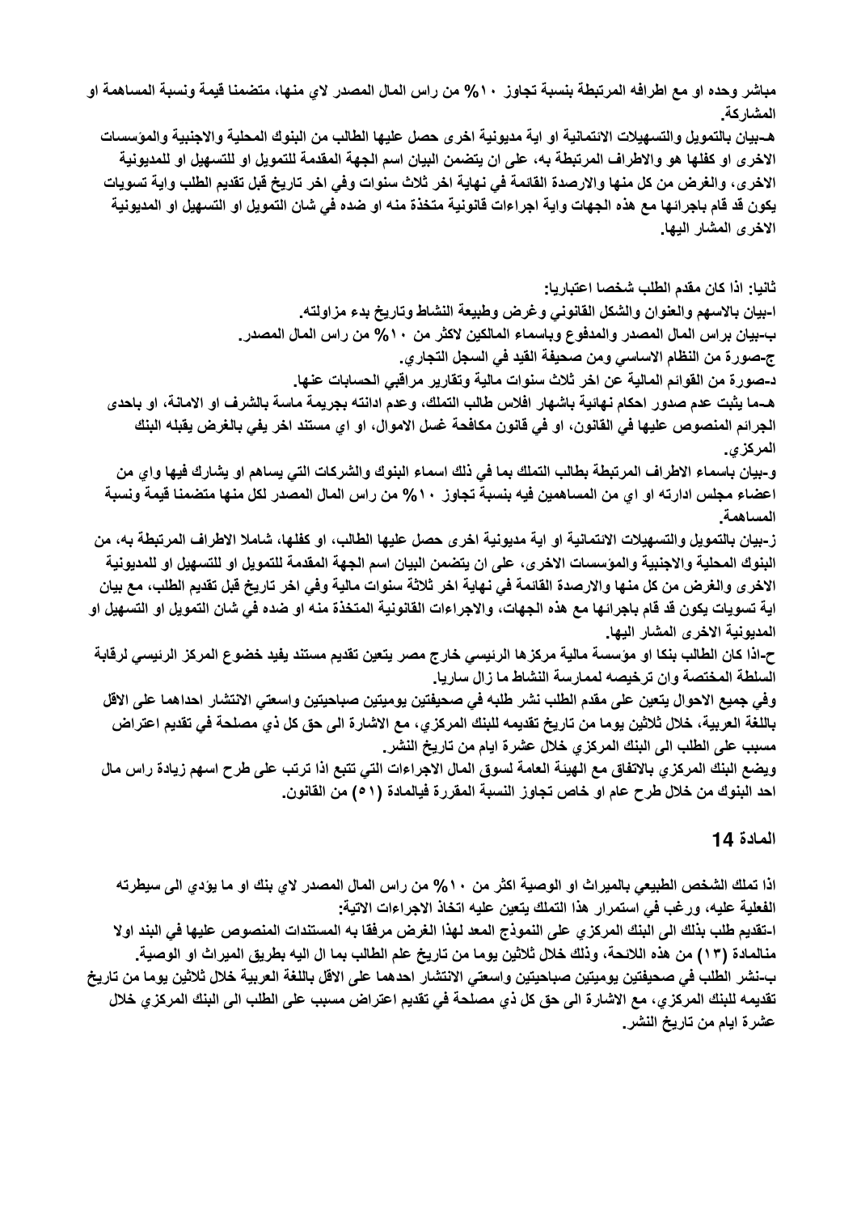**مباشر وحده او مع اطرافه المرتبطة بنسبة تجاوز ١٠% من راس المال المصدر لاي منها، متضمنا قيمة ونسبة المساهمة او المشاركة.**

**هـ-بيان بالتمويل والتسهيلات الائتمانية او اية مديونية اخرى حصل عليها الطالب من البنوك المحلية والاجنبية والمؤسسات الاخرى او كفلها هو والاطراف المرتبطة به، على ان يتضمن البيان اسم الجهة المقدمة للتمويل او للتسهيل او للمديونية الاخرى، والغرض من كل منها والارصدة القائمة في نهاية اخر ثلاث سنوات وفي اخر تاريخ قبل تقديم الطلب واية تسويات يكون قد قام باجرائها مع هذه الجهات واية اجراءات قانونية متخذة منه او ضده في شان التمويل او التسهيل او المديونية الاخرى المشار اليها.**

**ثانيا: اذا كان مقدم الطلب شخصا اعتباريا:**

**ا-بيان بالاسهم والعنوان والشكل القانوني وغرض وطبيعة النشاط وتاريخ بدء مزاولته.**

**ب-بيان براس المال المصدر والمدفوع وباسماء المالكين لاكثر من ١٠% من راس المال المصدر.**

**ج-صورة من النظام الاساسي ومن صحيفة القيد في السجل التجاري.**

**د-صورة من القوائم المالية عن اخر ثلاث سنوات مالية وتقارير مراقبي الحسابات عنها.**

**هـ-ما يثبت عدم صدور احكام نهائية باشهار افلاس طالب التملك، وعدم ادانته بجريمة ماسة بالشرف او الامانة، او باحدى الجرائم المنصوص عليها في القانون، او في قانون مكافحة غسل الاموال، او اي مستند اخر يفي بالغرض يقبله البنك المركزي.**

**و-بيان باسماء الاطراف المرتبطة بطالب التملك بما في ذلك اسماء البنوك والشركات التي يساهم او يشارك فيها واي من اعضاء مجلس ادارته او اي من المساهمين فيه بنسبة تجاوز ١٠% من راس المال المصدر لكل منها متضمنا قيمة ونسبة المساهمة.**

**ز-بيان بالتمويل والتسهيلات الائتمانية او اية مديونية اخرى حصل عليها الطالب، او كفلها، شاملا الاطراف المرتبطة به، من البنوك المحلية والاجنبية والمؤسسات الاخرى، على ان يتضمن البيان اسم الجهة المقدمة للتمويل او للتسهيل او للمديونية الاخرى والغرض من كل منها والارصدة القائمة في نهاية اخر ثلاثة سنوات مالية وفي اخر تاريخ قبل تقديم الطلب، مع بيان اية تسويات يكون قد قام باجرائها مع هذه الجهات، والاجراءات القانونية المتخذة منه او ضده في شان التمويل او التسهيل او المديونية الاخرى المشار اليها.**

**ح-اذا كان الطالب بنكا او مؤسسة مالية مركزها الرئيسي خارج مصر يتعين تقديم مستند يفيد خضوع المركز الرئيسي لرقابة السلطة المختصة وان ترخيصه لممارسة النشاط ما زال ساريا.**

**وفي جميع الاحوال يتعين على مقدم الطلب نشر طلبه في صحيفتين يوميتين صباحيتين واسعتي الانتشار احداهما على الاقل باللغة العربية، خلال ثلاثين يوما من تاريخ تقديمه للبنك المركزي، مع الاشارة الى حق كل ذي مصلحة في تقديم اعتراض مسبب على الطلب الى البنك المركزي خلال عشرة ايام من تاريخ النشر.**

**ويضع البنك المركزي بالاتفاق مع الهيئة العامة لسوق المال الاجراءات التي تتبع اذا ترتب على طرح اسهم زيادة راس مال احد البنوك من خلال طرح عام او خاص تجاوز النسبة المقررة فيالمادة (٥١) من القانون.**

## المادة 14

**اذا تملك الشخص الطبيعي بالميراث او الوصية اكثر من ١٠% من راس المال المصدر لاي بنك او ما يؤدي الى سيطرته الفعلية عليه، ورغب في استمرار هذا التملك يتعين عليه اتخاذ الاجراءات الاتية:**

**ا-تقديم طلب بذلك الى البنك المركزي على النموذج المعد لهذا الغرض مرفقا به المستندات المنصوص عليها في البند اولا منالمادة (١٣) من هذه اللائحة، وذلك خلال ثلاثين يوما من تاريخ علم الطالب بما ال اليه بطريق الميراث او الوصية.**

**ب-نشر الطلب في صحيفتين يوميتين صباحيتين واسعتي الانتشار احدهما على الاقل باللغة العربية خلال ثلاثين يوما من تاريخ تقديمه للبنك المركزي، مع الاشارة الى حق كل ذي مصلحة في تقديم اعتراض مسبب على الطلب الى البنك المركزي خلال عشرة ايام من تاريخ النشر.**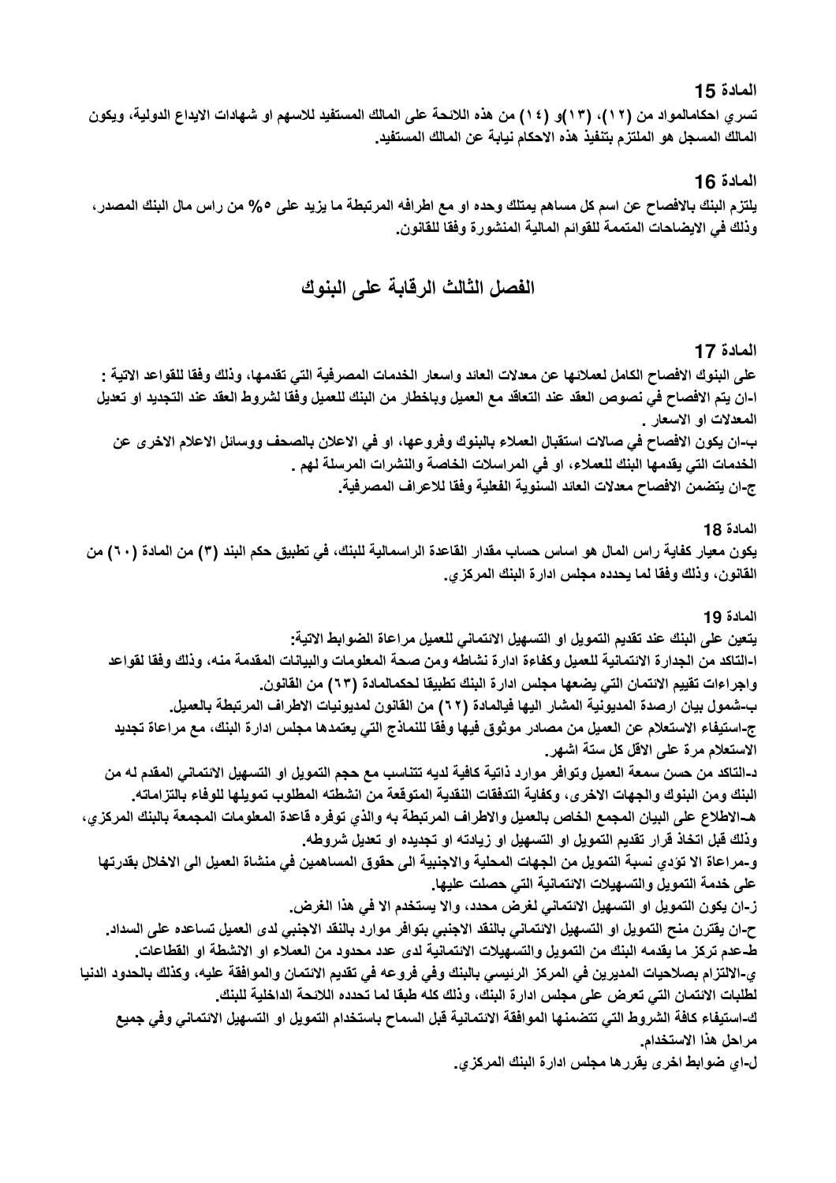### المادة 15

تسري احكامالمواد من (١٢)، (١٣)و (١٤) من هذه اللائحة على المالك المستفيد للاسهم او شهادات الايداع الدولية، ويكون المالك المسجل هو الملتزم بتنفيذ هذه الاحكام نيابة عن المالك المستفيد.

### المادة 16

يلتزم البنك بالافصاح عن اسم كل مساهم يمتلك وحده او مع اطرافه المرتبطة ما يزيد على ٥% من راس مال البنك المصدر، وذلك في الايضاحات المتممة للقوائم المالية المنشورة وفقا للقانون.

## الفصل الثالث الرقابة على البنوك

### المادة 17

على البنوك الافصاح الكامل لعملائها عن معدلات العائد واسعار الخدمات المصرفية التي تقدمها، وذلك وفقا للقواعد الاتية :

ا-ان يتم الافصاح في نصوص العقد عند التعاقد مع العميل وباخطار من البنك للعميل وفقا لشروط العقد عند التجديد او تعديل المعدلات او الاسعار .

ب-ان يكون الافصاح في صالات استقبال العملاء بالبنوك وفروعها، او في الاعلان بالصحف ووسائل الاعلام الاخرى عن الخدمات التي يقدمها البنك للعملاء، او في المراسلات الخاصة والنشرات المرسلة لهم .

ج-ان يتضمن الافصاح معدلات العائد السنوية الفعلية وفقا للاعراف المصرفية.

### المادة 18

يكون معيار كفاية راس المال هو اساس حساب مقدار القاعدة الراسمالية للبنك، في تطبيق حكم البند (٣) من المادة (٦٠) من القانون، وذلك وفقا لما يحدده مجلس ادارة البنك المركزي.

### المادة 19

يتعين على البنك عند تقديم التمويل او التسهيل الائتماني للعميل مراعاة الضوابط الاتية:

ا-التاكد من الجدارة الائتمانية للعميل وكفاءة ادارة نشاطه ومن صحة المعلومات والبيانات المقدمة منه، وذلك وفقا لقواعد واجراءات تقييم الائتمان التي يضعها مجلس ادارة البنك تطبيقا لحكمالمادة (٦٣) من القانون.

ب-شمول بيان ارصدة المديونية المشار اليها فيالمادة (٦٢) من القانون لمديونيات الاطراف المرتبطة بالعميل.

ج-استيفاء الاستعلام عن العميل من مصادر موثوق فيها وفقا للنماذج التي يعتمدها مجلس ادارة البنك، مع مراعاة تجديد الاستعلام مرة على الاقل كل ستة اشهر.

د-التاكد من حسن سمعة العميل وتوافر موارد ذاتية كافية لديه تتناسب مع حجم التمويل او التسهيل الائتماني المقدم له من البنك ومن البنوك والجهات الاخرى، وكفاية التدفقات النقدية المتوقعة من انشطته المطلوب تمويلها للوفاء بالتزاماته.

هـ-الاطلاع على البيان المجمع الخاص بالعميل والاطراف المرتبطة به والذي توفره قاعدة المعلومات المجمعة بالبنك المركزي، وذلك قبل اتخاذ قرار تقديم التمويل او التسهيل او زيادته او تجديده او تعديل شروطه.

و-مراعاة الا تؤدي نسبة التمويل من الجهات المحلية والاجنبية الى حقوق المساهمين في منشاة العميل الى الاخلال بقدرتها على خدمة التمويل والتسهيلات الائتمانية التي حصلت عليها.

ز-ان يكون التمويل او التسهيل الائتماني لغرض محدد، والا يستخدم الا في هذا الغرض.

ح-ان يقترن منح التمويل او التسهيل الائتماني بالنقد الاجنبي بتوافر موارد بالنقد الاجنبي لدى العميل تساعده على السداد.

ط-عدم تركز ما يقدمه البنك من التمويل والتسهيلات الائتمانية لدى عدد محدود من العملاء او الانشطة او القطاعات.

ي-الالتزام بصلاحيات المديرين في المركز الرئيسي بالبنك وفي فروعه في تقديم الائتمان والموافقة عليه، وكذلك بالحدود الدنيا لطلبات الائتمان التي تعرض على مجلس ادارة البنك، وذلك كله طبقا لما تحدده اللائحة الداخلية للبنك.

ك-استيفاء كافة الشروط التي تتضمنها الموافقة الائتمانية قبل السماح باستخدام التمويل او التسهيل الائتماني وفي جميع مراحل هذا الاستخدام.

ل-اي ضوابط اخرى يقررها مجلس ادارة البنك المركزي.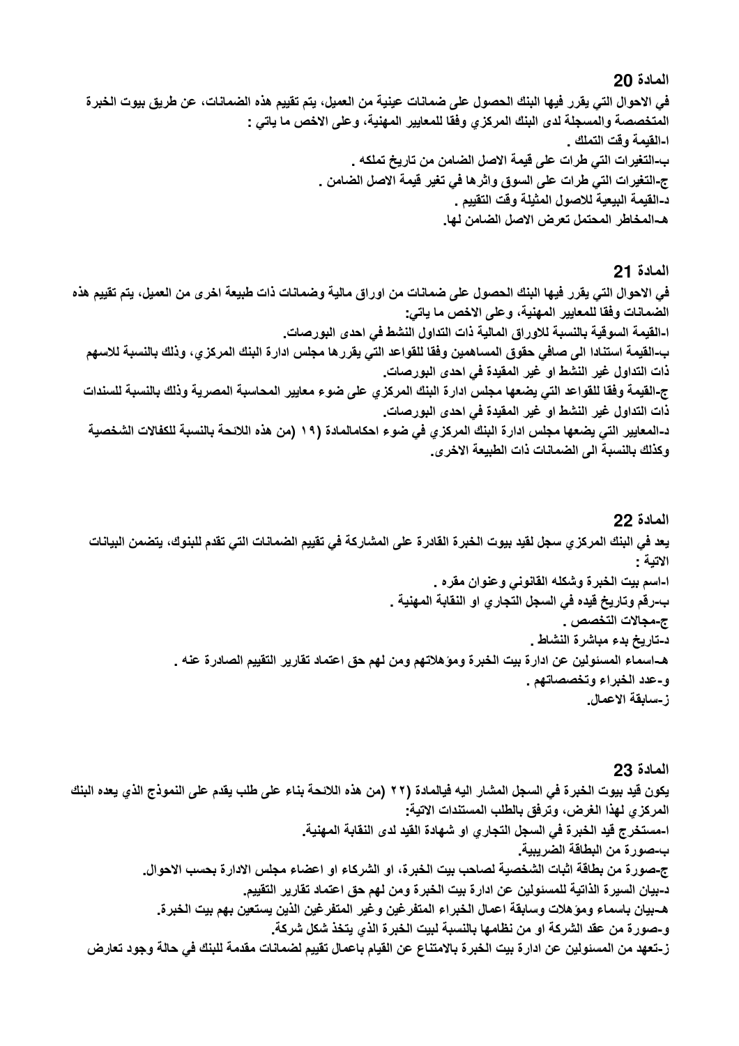### المادة 20

في الاحوال التي يقرر فيها البنك الحصول على ضمانات عينية من العميل، يتم تقييم هذه الضمانات، عن طريق بيوت الخبرة المتخصصة والمسجلة لدى البنك المركزي وفقا للمعايير المهنية، وعلى الاخص ما ياتي :

ا-القيمة وقت التملك .

ب-التغيرات التي طرات على قيمة الاصل الضامن من تاريخ تملكه .

ج-التغيرات التي طرات على السوق واثرها في تغير قيمة الاصل الضامن .

د-القيمة البيعية للاصول المثيلة وقت التقييم .

هـ-المخاطر المحتمل تعرض الاصل الضامن لها.

### المادة 21

في الاحوال التي يقرر فيها البنك الحصول على ضمانات من اوراق مالية وضمانات ذات طبيعة اخرى من العميل، يتم تقييم هذه الضمانات وفقا للمعايير المهنية، وعلى الاخص ما ياتي:

ا-القيمة السوقية بالنسبة للاوراق المالية ذات التداول النشط في احدى البورصات.

ب-القيمة استنادا الى صافي حقوق المساهمين وفقا للقواعد التي يقررها مجلس ادارة البنك المركزي، وذلك بالنسبة للاسهم ذات التداول غير النشط او غير المقيدة في احدى البورصات.

ج-القيمة وفقا للقواعد التي يضعها مجلس ادارة البنك المركزي على ضوء معايير المحاسبة المصرية وذلك بالنسبة للسندات ذات التداول غير النشط او غير المقيدة في احدى البورصات.

د-المعايير التي يضعها مجلس ادارة البنك المركزي في ضوء احكامالمادة (١٩ (من هذه اللائحة بالنسبة للكفالات الشخصية وكذلك بالنسبة الى الضمانات ذات الطبيعة الاخرى.

### المادة 22

يعد في البنك المركزي سجل لقيد بيوت الخبرة القادرة على المشاركة في تقييم الضمانات التي تقدم للبنوك، يتضمن البيانات الاتية :

ا-اسم بيت الخبرة وشكله القانوني وعنوان مقره .

ب-رقم وتاريخ قيده في السجل التجاري او النقابة المهنية .

ج-مجالات التخصص .

د-تاريخ بدء مباشرة النشاط .

هـ-اسماء المسئولين عن ادارة بيت الخبرة ومؤهلاتهم ومن لهم حق اعتماد تقارير التقييم الصادرة عنه .

و-عدد الخبراء وتخصصاتهم .

ز-سابقة الاعمال.

### المادة 23

يكون قيد بيوت الخبرة في السجل المشار اليه فيالمادة (٢٢ (من هذه اللائحة بناء على طلب يقدم على النموذج الذي يعده البنك المركزي لهذا الغرض، وترفق بالطلب المستندات الاتية:

ا-مستخرج قيد الخبرة في السجل التجاري او شهادة القيد لدى النقابة المهنية.

ب-صورة من البطاقة الضريبية.

ج-صورة من بطاقة اثبات الشخصية لصاحب بيت الخبرة، او الشركاء او اعضاء مجلس الادارة بحسب الاحوال.

د-بيان السيرة الذاتية للمسئولين عن ادارة بيت الخبرة ومن لهم حق اعتماد تقارير التقييم.

هـ-بيان باسماء ومؤهلات وسابقة اعمال الخبراء المتفرغين وغير المتفرغين الذين يستعين بهم بيت الخبرة.

و-صورة من عقد الشركة او من نظامها بالنسبة لبيت الخبرة الذي يتخذ شكل شركة.

ز-تعهد من المسئولين عن ادارة بيت الخبرة بالامتناع عن القيام باعمال تقييم لضمانات مقدمة للبنك في حالة وجود تعارض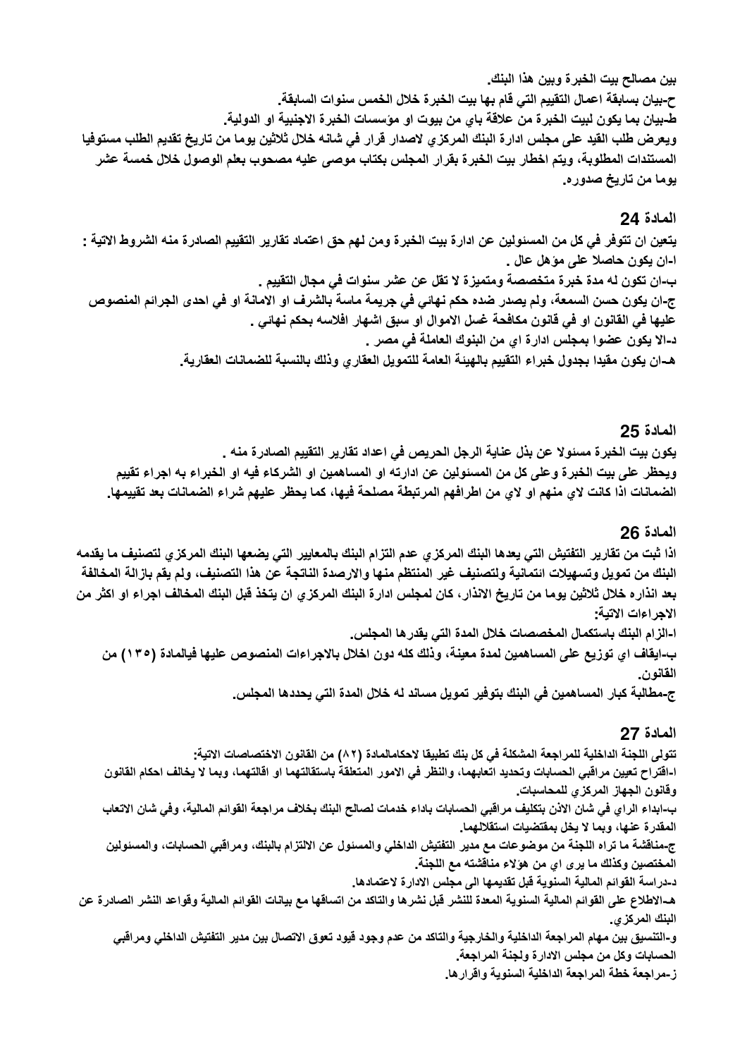بين مصالح بيت الخبرة وبين هذا البنك.

ح-بيان بسابقة اعمال التقييم التي قام بها بيت الخبرة خلال الخمس سنوات السابقة.

ط-بيان بما يكون لبيت الخبرة من علاقة باي من بيوت او مؤسسات الخبرة الاجنبية او الدولية.

ويعرض طلب القيد على مجلس ادارة البنك المركزي لاصدار قرار في شانه خلال ثلاثين يوما من تاريخ تقديم الطلب مستوفيا المستندات المطلوبة، ويتم اخطار بيت الخبرة بقرار المجلس بكتاب موصى عليه مصحوب بعلم الوصول خلال خمسة عشر يوما من تاريخ صدوره.

## المادة 24

يتعين ان تتوفر في كل من المسئولين عن ادارة بيت الخبرة ومن لهم حق اعتماد تقارير التقييم الصادرة منه الشروط الاتية :

ا-ان يكون حاصلا على مؤهل عال .

ب-ان تكون له مدة خبرة متخصصة ومتميزة لا تقل عن عشر سنوات في مجال التقييم .

ج-ان يكون حسن السمعة، ولم يصدر ضده حكم نهائي في جريمة ماسة بالشرف او الامانة او في احدى الجرائم المنصوص عليها في القانون او في قانون مكافحة غسل الاموال او سبق اشهار افلاسه بحكم نهائي .

د-الا يكون عضوا بمجلس ادارة اي من البنوك العاملة في مصر .

هـ-ان يكون مقيدا بجدول خبراء التقييم بالهيئة العامة للتمويل العقاري وذلك بالنسبة للضمانات العقارية.

## المادة 25

يكون بيت الخبرة مسئولا عن بذل عناية الرجل الحريص في اعداد تقارير التقييم الصادرة منه .

ويحظر على بيت الخبرة وعلى كل من المسئولين عن ادارته او المساهمين او الشركاء فيه او الخبراء به اجراء تقييم الضمانات اذا كانت لاي منهم او لاي من اطرافهم المرتبطة مصلحة فيها، كما يحظر عليهم شراء الضمانات بعد تقييمها.

## المادة 26

اذا ثبت من تقارير التفتيش التي يعدها البنك المركزي عدم التزام البنك بالمعايير التي يضعها البنك المركزي لتصنيف ما يقدمه البنك من تمويل وتسهيلات ائتمانية ولتصنيف غير المنتظم منها والارصدة الناتجة عن هذا التصنيف، ولم يقم بازالة المخالفة بعد انذاره خلال ثلاثين يوما من تاريخ الانذار، كان لمجلس ادارة البنك المركزي ان يتخذ قبل البنك المخالف اجراء او اكثر من الاجراءات الاتية:

ا-الزام البنك باستكمال المخصصات خلال المدة التي يقدرها المجلس.

ب-ايقاف اي توزيع على المساهمين لمدة معينة، وذلك كله دون اخلال بالاجراءات المنصوص عليها فيالمادة (١٣٥) من القانون.

ج-مطالبة كبار المساهمين في البنك بتوفير تمويل مساند له خلال المدة التي يحددها المجلس.

## المادة 27

تتولى اللجنة الداخلية للمراجعة المشكلة في كل بنك تطبيقا لاحكامالمادة (٨٢) من القانون الاختصاصات الاتية:

ا-اقتراح تعيين مراقبي الحسابات وتحديد اتعابهما، والنظر في الامور المتعلقة باستقالتهما او اقالتهما، وبما لا يخالف احكام القانون وقانون الجهاز المركزي للمحاسبات.

ب-ابداء الراي في شان الاذن بتكليف مراقبي الحسابات باداء خدمات لصالح البنك بخلاف مراجعة القوائم المالية، وفي شان الاتعاب المقدرة عنها، وبما لا يخل بمقتضيات استقلالهما.

ج-مناقشة ما تراه اللجنة من موضوعات مع مدير التفتيش الداخلي والمسئول عن الالتزام بالبنك، ومراقبي الحسابات، والمسئولين المختصين وكذلك ما يرى اي من هؤلاء مناقشته مع اللجنة.

د-دراسة القوائم المالية السنوية قبل تقديمها الى مجلس الادارة لاعتمادها.

هـ-الاطلاع على القوائم المالية السنوية المعدة للنشر قبل نشرها والتاكد من اتساقها مع بيانات القوائم المالية وقواعد النشر الصادرة عن البنك المركزي.

و-التنسيق بين مهام المراجعة الداخلية والخارجية والتاكد من عدم وجود قيود تعوق الاتصال بين مدير التفتيش الداخلي ومراقبي الحسابات وكل من مجلس الادارة ولجنة المراجعة.

ز-مراجعة خطة المراجعة الداخلية السنوية واقرارها.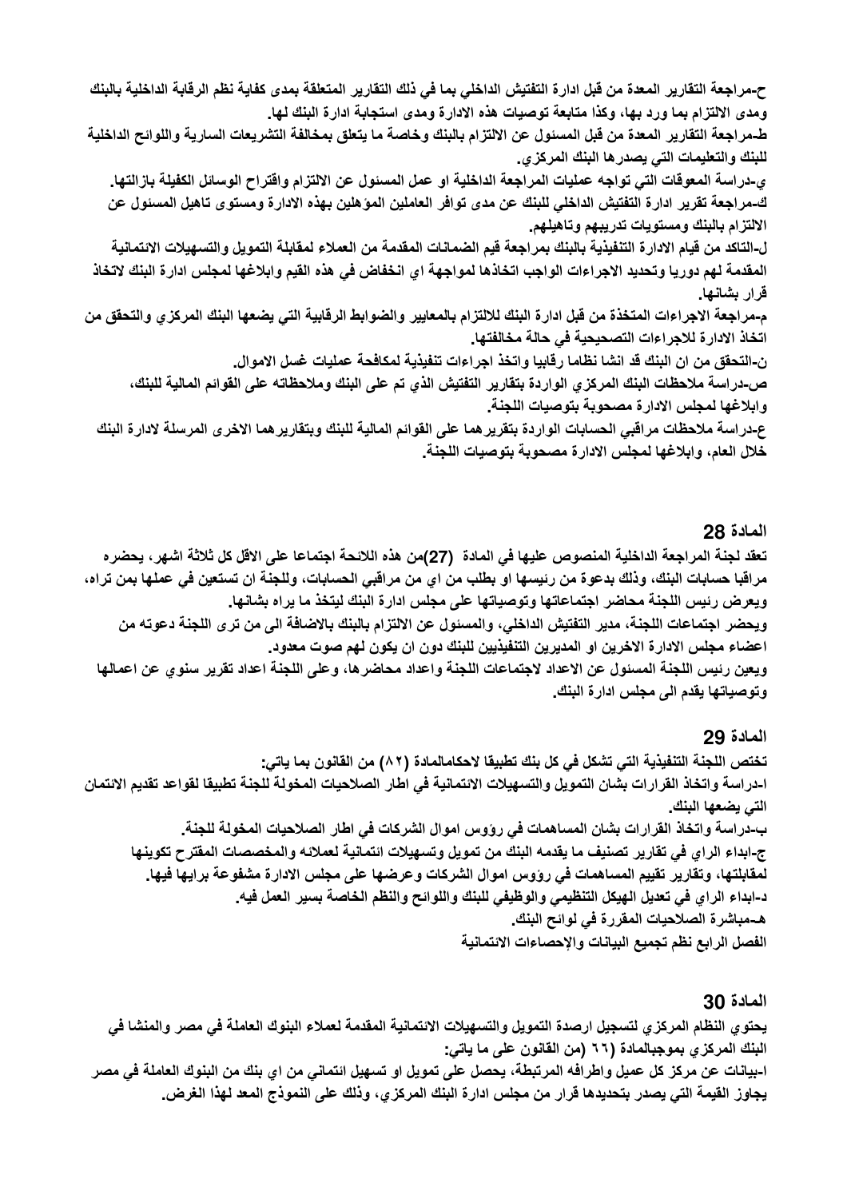ح-مراجعة التقارير المعدة من قبل ادارة التفتيش الداخلي بما في ذلك التقارير المتعلقة بمدى كفاية نظم الرقابة الداخلية بالبنك ومدى الالتزام بما ورد بها، وكذا متابعة توصيات هذه الادارة ومدى استجابة ادارة البنك لها.

ط-مراجعة التقارير المعدة من قبل المسئول عن الالتزام بالبنك وخاصة ما يتعلق بمخالفة التشريعات السارية واللوائح الداخلية للبنك والتعليمات التي يصدرها البنك المركزي.

ي-دراسة المعوقات التي تواجه عمليات المراجعة الداخلية او عمل المسئول عن الالتزام واقتراح الوسائل الكفيلة بازالتها.

ك-مراجعة تقرير ادارة التفتيش الداخلي للبنك عن مدى توافر العاملين المؤهلين بهذه الادارة ومستوى تاهيل المسئول عن الالتزام بالبنك ومستويات تدريبهم وتاهيلهم.

ل-التاكد من قيام الادارة التنفيذية بالبنك بمراجعة قيم الضمانات المقدمة من العملاء لمقابلة التمويل والتسهيلات الائتمانية المقدمة لهم دوريا وتحديد الاجراءات الواجب اتخاذها لمواجهة اي انخفاض في هذه القيم وابلاغها لمجلس ادارة البنك لاتخاذ قرار بشانها.

م-مراجعة الاجراءات المتخذة من قبل ادارة البنك للالتزام بالمعايير والضوابط الرقابية التي يضعها البنك المركزي والتحقق من اتخاذ الادارة للاجراءات التصحيحية في حالة مخالفتها.

ن-التحقق من ان البنك قد انشا نظاما رقابيا واتخذ اجراءات تنفيذية لمكافحة عمليات غسل الاموال.

ص-دراسة ملاحظات البنك المركزي الواردة بتقارير التفتيش الذي تم على البنك وملاحظاته على القوائم المالية للبنك، وابلاغها لمجلس الادارة مصحوبة بتوصيات اللجنة.

ع-دراسة ملاحظات مراقبي الحسابات الواردة بتقريرهما على القوائم المالية للبنك وبتقاريرهما الاخرى المرسلة لادارة البنك خلال العام، وابلاغها لمجلس الادارة مصحوبة بتوصيات اللجنة.

## المادة 28

تعقد لجنة المراجعة الداخلية المنصوص عليها في المادة (27)من هذه اللائحة اجتماعا على الاقل كل ثلاثة اشهر، يحضره مراقبا حسابات البنك، وذلك بدعوة من رئيسها او بطلب من اي من مراقبي الحسابات، وللجنة ان تستعين في عملها بمن تراه، ويعرض رئيس اللجنة محاضر اجتماعاتها وتوصياتها على مجلس ادارة البنك ليتخذ ما يراه بشانها.

ويحضر اجتماعات اللجنة، مدير التفتيش الداخلي، والمسئول عن الالتزام بالبنك بالاضافة الى من ترى اللجنة دعوته من اعضاء مجلس الادارة الاخرين او المديرين التنفيذيين للبنك دون ان يكون لهم صوت معدود.

ويعين رئيس اللجنة المسئول عن الاعداد لاجتماعات اللجنة واعداد محاضرها، وعلى اللجنة اعداد تقرير سنوي عن اعمالها وتوصياتها يقدم الى مجلس ادارة البنك.

## المادة 29

تختص اللجنة التنفيذية التي تشكل في كل بنك تطبيقا لاحكامالمادة (٨٢) من القانون بما ياتي:

ا-دراسة واتخاذ القرارات بشان التمويل والتسهيلات الائتمانية في اطار الصلاحيات المخولة للجنة تطبيقا لقواعد تقديم الائتمان التي يضعها البنك.

ب-دراسة واتخاذ القرارات بشان المساهمات في رؤوس اموال الشركات في اطار الصلاحيات المخولة للجنة.

ج-ابداء الراي في تقارير تصنيف ما يقدمه البنك من تمويل وتسهيلات ائتمانية لعملائه والمخصصات المقترح تكوينها لمقابلتها، وتقارير تقييم المساهمات في رؤوس اموال الشركات وعرضها على مجلس الادارة مشفوعة برايها فيها.

د-ابداء الراي في تعديل الهيكل التنظيمي والوظيفي للبنك واللوائح والنظم الخاصة بسير العمل فيه.

هـ-مباشرة الصلاحيات المقررة في لوائح البنك.

### الفصل الرابع نظم تجميع البيانات والإحصاءات الائتمانية

## المادة 30

يحتوي النظام المركزي لتسجيل ارصدة التمويل والتسهيلات الائتمانية المقدمة لعملاء البنوك العاملة في مصر والمنشا في البنك المركزي بموجبالمادة (٦٦ (من القانون على ما ياتي:

ا-بيانات عن مركز كل عميل واطرافه المرتبطة، يحصل على تمويل او تسهيل ائتماني من اي بنك من البنوك العاملة في مصر يجاوز القيمة التي يصدر بتحديدها قرار من مجلس ادارة البنك المركزي، وذلك على النموذج المعد لهذا الغرض.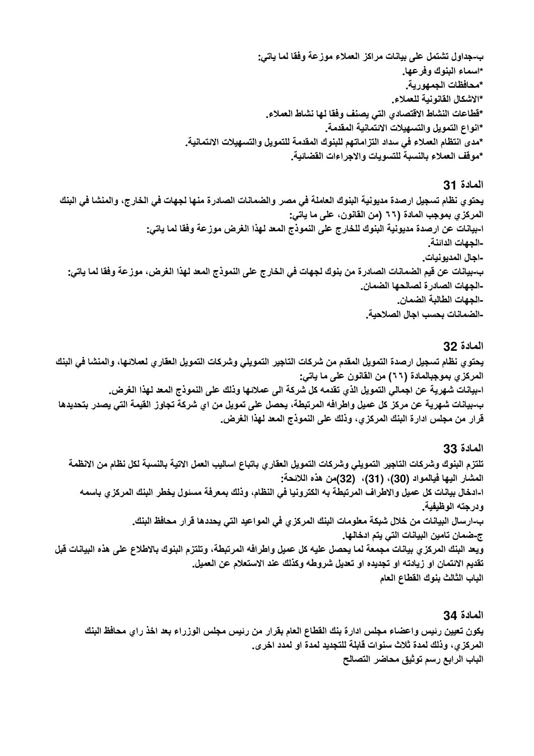ب-جداول تشتمل على بيانات مراكز العملاء موزعة وفقا لما ياتي:

*اسماء البنوك وفرعها.

*محافظات الجمهورية.

*الاشكال القانونية للعملاء.

*قطاعات النشاط الاقتصادي التي يصنف وفقا لها نشاط العملاء.

*انواع التمويل والتسهيلات الائتمانية المقدمة.

*مدى انتظام العملاء في سداد التزاماتهم للبنوك المقدمة للتمويل والتسهيلات الائتمانية.

*موقف العملاء بالنسبة للتسويات والاجراءات القضائية.

## المادة 31

يحتوي نظام تسجيل ارصدة مديونية البنوك العاملة في مصر والضمانات الصادرة منها لجهات في الخارج، والمنشا في البنك المركزي بموجب المادة (٦٦ (من القانون، على ما ياتي:

ا-بيانات عن ارصدة مديونية البنوك للخارج على النموذج المعد لهذا الغرض موزعة وفقا لما ياتي:

-الجهات الدائنة.

-اجال المديونيات.

ب-بيانات عن قيم الضمانات الصادرة من بنوك لجهات في الخارج على النموذج المعد لهذا الغرض، موزعة وفقا لما ياتي:

-الجهات الصادرة لصالحها الضمان.

-الجهات الطالبة الضمان.

-الضمانات بحسب اجال الصلاحية.

## المادة 32

يحتوي نظام تسجيل ارصدة التمويل المقدم من شركات التاجير التمويلي وشركات التمويل العقاري لعملائها، والمنشا في البنك المركزي بموجبالمادة (٦٦) من القانون على ما ياتي:

ا-بيانات شهرية عن اجمالي التمويل الذي تقدمه كل شركة الى عملائها وذلك على النموذج المعد لهذا الغرض.

ب-بيانات شهرية عن مركز كل عميل واطرافه المرتبطة، يحصل على تمويل من اي شركة تجاوز القيمة التي يصدر بتحديدها قرار من مجلس ادارة البنك المركزي، وذلك على النموذج المعد لهذا الغرض.

## المادة 33

تلتزم البنوك وشركات التاجير التمويلي وشركات التمويل العقاري باتباع اساليب العمل الاتية بالنسبة لكل نظام من الانظمة المشار اليها فيالمواد (30)، (31)، (32)من هذه اللائحة:

ا-ادخال بيانات كل عميل والاطراف المرتبطة به الكترونيا في النظام، وذلك بمعرفة مسئول يخطر البنك المركزي باسمه ودرجته الوظيفية.

ب-ارسال البيانات من خلال شبكة معلومات البنك المركزي في المواعيد التي يحددها قرار محافظ البنك.

ج-ضمان تامين البيانات التي يتم ادخالها.

ويعد البنك المركزي بيانات مجمعة لما يحصل عليه كل عميل واطرافه المرتبطة، وتلتزم البنوك بالاطلاع على هذه البيانات قبل تقديم الائتمان او زيادته او تجديده او تعديل شروطه وكذلك عند الاستعلام عن العميل.

الباب الثالث بنوك القطاع العام

## المادة 34

يكون تعيين رئيس واعضاء مجلس ادارة بنك القطاع العام بقرار من رئيس مجلس الوزراء بعد اخذ راي محافظ البنك المركزي، وذلك لمدة ثلاث سنوات قابلة للتجديد لمدة او لمدد اخرى.

الباب الرابع رسم توثيق محاضر التصالح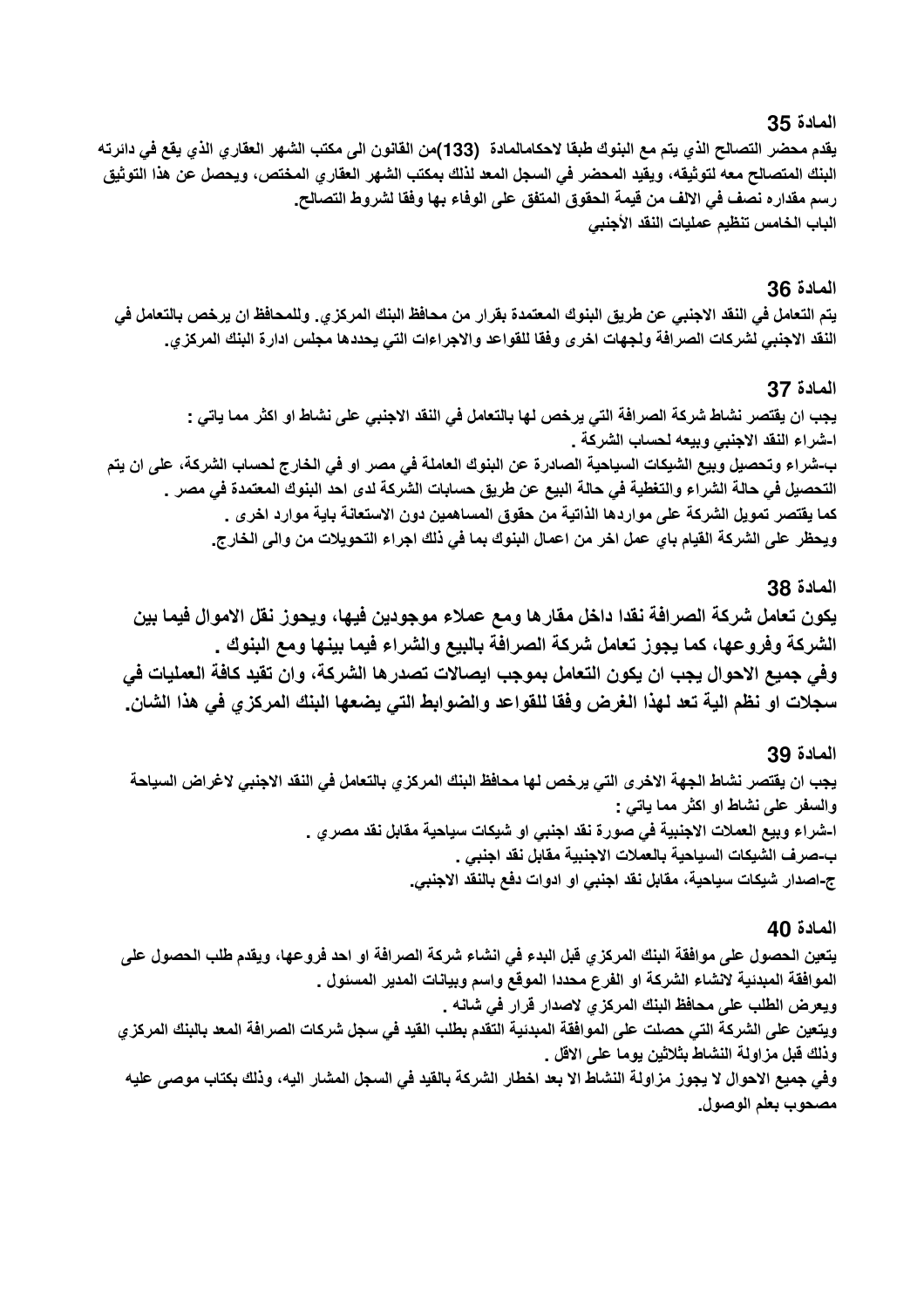## المادة 35

يقدم محضر التصالح الذي يتم مع البنوك طبقا لاحكامالمادة (133)من القانون الى مكتب الشهر العقاري الذي يقع في دائرته البنك المتصالح معه لتوثيقه، ويقيد المحضر في السجل المعد لذلك بمكتب الشهر العقاري المختص، ويحصل عن هذا التوثيق رسم مقداره نصف في الالف من قيمة الحقوق المتفق على الوفاء بها وفقا لشروط التصالح.

الباب الخامس تنظيم عمليات النقد الأجنبي

## المادة 36

يتم التعامل في النقد الاجنبي عن طريق البنوك المعتمدة بقرار من محافظ البنك المركزي. وللمحافظ ان يرخص بالتعامل في النقد الاجنبي لشركات الصرافة ولجهات اخرى وفقا للقواعد والاجراءات التي يحددها مجلس ادارة البنك المركزي.

## المادة 37

يجب ان يقتصر نشاط شركة الصرافة التي يرخص لها بالتعامل في النقد الاجنبي على نشاط او اكثر مما ياتي :

ا-شراء النقد الاجنبي وبيعه لحساب الشركة .

ب-شراء وتحصيل وبيع الشيكات السياحية الصادرة عن البنوك العاملة في مصر او في الخارج لحساب الشركة، على ان يتم التحصيل في حالة الشراء والتغطية في حالة البيع عن طريق حسابات الشركة لدى احد البنوك المعتمدة في مصر .

كما يقتصر تمويل الشركة على مواردها الذاتية من حقوق المساهمين دون الاستعانة باية موارد اخرى .

ويحظر على الشركة القيام باي عمل اخر من اعمال البنوك بما في ذلك اجراء التحويلات من والى الخارج.

## المادة 38

يكون تعامل شركة الصرافة نقدا داخل مقارها ومع عملاء موجودين فيها، ويجوز نقل الاموال فيما بين الشركة وفروعها، كما يجوز تعامل شركة الصرافة بالبيع والشراء فيما بينها ومع البنوك .

وفي جميع الاحوال يجب ان يكون التعامل بموجب ايصالات تصدرها الشركة، وان تقيد كافة العمليات في سجلات او نظم الية تعد لهذا الغرض وفقا للقواعد والضوابط التي يضعها البنك المركزي في هذا الشان.

## المادة 39

يجب ان يقتصر نشاط الجهة الاخرى التي يرخص لها محافظ البنك المركزي بالتعامل في النقد الاجنبي لاغراض السياحة والسفر على نشاط او اكثر مما ياتي :

ا-شراء وبيع العملات الاجنبية في صورة نقد اجنبي او شيكات سياحية مقابل نقد مصري .

ب-صرف الشيكات السياحية بالعملات الاجنبية مقابل نقد اجنبي .

ج-اصدار شيكات سياحية، مقابل نقد اجنبي او ادوات دفع بالنقد الاجنبي.

## المادة 40

يتعين الحصول على موافقة البنك المركزي قبل البدء في انشاء شركة الصرافة او احد فروعها، ويقدم طلب الحصول على الموافقة المبدئية لانشاء الشركة او الفرع محددا الموقع واسم وبيانات المدير المسئول .

ويعرض الطلب على محافظ البنك المركزي لاصدار قرار في شانه .

ويتعين على الشركة التي حصلت على الموافقة المبدئية التقدم بطلب القيد في سجل شركات الصرافة المعد بالبنك المركزي وذلك قبل مزاولة النشاط بثلاثين يوما على الاقل .

وفي جميع الاحوال لا يجوز مزاولة النشاط الا بعد اخطار الشركة بالقيد في السجل المشار اليه، وذلك بكتاب موصى عليه مصحوب بعلم الوصول.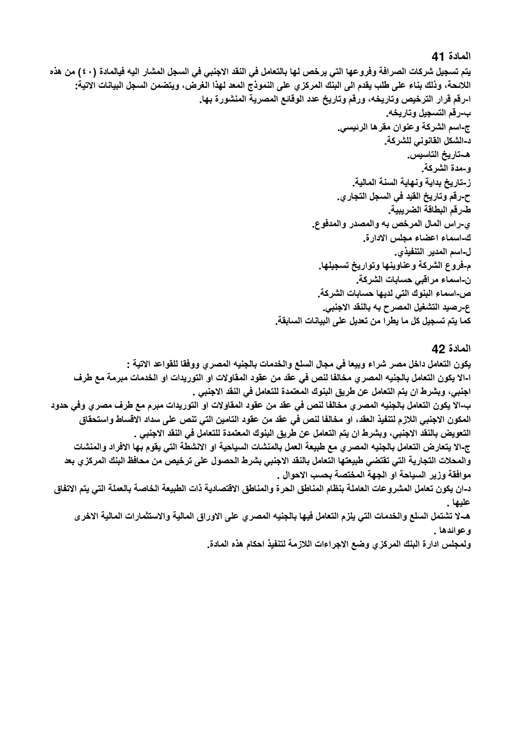## المادة 41

يتم تسجيل شركات الصرافة وفروعها التي يرخص لها بالتعامل في النقد الاجنبي في السجل المشار اليه فيالمادة (٤٠) من هذه اللائحة، وذلك بناء على طلب يقدم الى البنك المركزي على النموذج المعد لهذا الغرض، ويتضمن السجل البيانات الاتية:

ا-رقم قرار الترخيص وتاريخه، ورقم وتاريخ عدد الوقائع المصرية المنشورة بها.
ب-رقم التسجيل وتاريخه.
ج-اسم الشركة وعنوان مقرها الرئيسي.
د-الشكل القانوني للشركة.
هـ-تاريخ التاسيس.
و-مدة الشركة.
ز-تاريخ بداية ونهاية السنة المالية.
ح-رقم وتاريخ القيد في السجل التجاري.
ط-رقم البطاقة الضريبية.
ي-راس المال المرخص به والمصدر والمدفوع.
ك-اسماء اعضاء مجلس الادارة.
ل-اسم المدير التنفيذي.
م-فروع الشركة وعناوينها وتواريخ تسجيلها.
ن-اسماء مراقبي حسابات الشركة.
ص-اسماء البنوك التي لديها حسابات الشركة.
ع-رصيد التشغيل المصرح به بالنقد الاجنبي.
كما يتم تسجيل كل ما يطرا من تعديل على البيانات السابقة.

## المادة 42

يكون التعامل داخل مصر شراء وبيعا في مجال السلع والخدمات بالجنيه المصري ووفقا للقواعد الاتية :

ا-الا يكون التعامل بالجنيه المصري مخالفا لنص في عقد من عقود المقاولات او التوريدات او الخدمات مبرمة مع طرف اجنبي، وبشرط ان يتم التعامل عن طريق البنوك المعتمدة للتعامل في النقد الاجنبي .

ب-الا يكون التعامل بالجنيه المصري مخالفا لنص في عقد من عقود المقاولات او التوريدات مبرم مع طرف مصري وفي حدود المكون الاجنبي اللازم لتنفيذ العقد، او مخالفا لنص في عقد من عقود التامين التي تنص على سداد الاقساط واستحقاق التعويض بالنقد الاجنبي، وبشرط ان يتم التعامل عن طريق البنوك المعتمدة للتعامل في النقد الاجنبي .

ج-الا يتعارض التعامل بالجنيه المصري مع طبيعة العمل بالمنشات السياحية او الانشطة التي يقوم بها الافراد والمنشات والمحلات التجارية التي تقتضي طبيعتها التعامل بالنقد الاجنبي بشرط الحصول على ترخيص من محافظ البنك المركزي بعد موافقة وزير السياحة او الجهة المختصة بحسب الاحوال .

د-ان يكون تعامل المشروعات العاملة بنظام المناطق الحرة والمناطق الاقتصادية ذات الطبيعة الخاصة بالعملة التي يتم الاتفاق عليها .

هـ-لا تشتمل السلع والخدمات التي يلزم التعامل فيها بالجنيه المصري على الاوراق المالية والاستثمارات المالية الاخرى وعوائدها .

ولمجلس ادارة البنك المركزي وضع الاجراءات اللازمة لتنفيذ احكام هذه المادة.